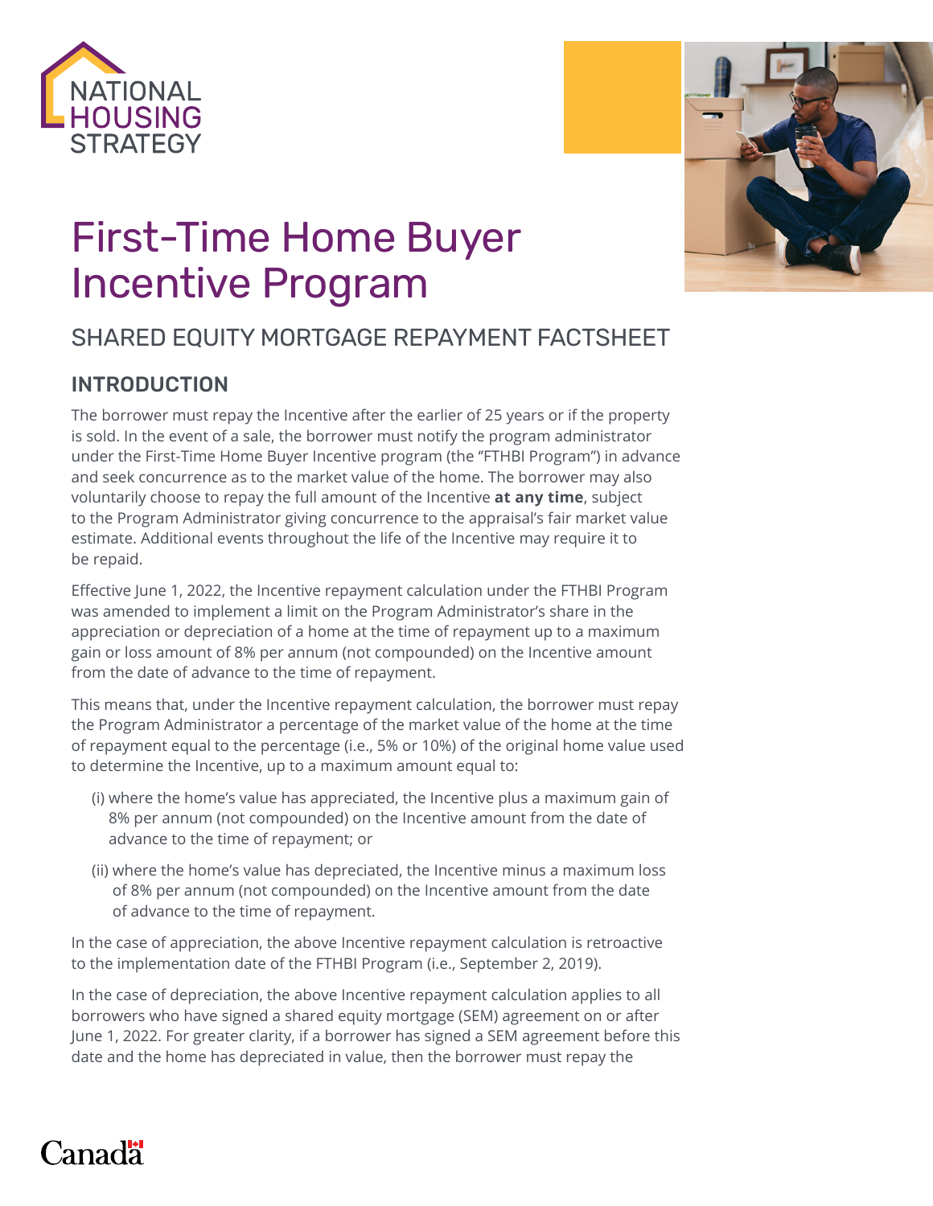NATIONAL HOUSING STRATEGY

# First-Time Home Buyer Incentive Program

## SHARED EQUITY MORTGAGE REPAYMENT FACTSHEET

### INTRODUCTION

The borrower must repay the Incentive after the earlier of 25 years or if the property is sold. In the event of a sale, the borrower must notify the program administrator under the First-Time Home Buyer Incentive program (the "FTHBI Program") in advance and seek concurrence as to the market value of the home. The borrower may also voluntarily choose to repay the full amount of the Incentive **at any time**, subject to the Program Administrator giving concurrence to the appraisal's fair market value estimate. Additional events throughout the life of the Incentive may require it to be repaid.

Effective June 1, 2022, the Incentive repayment calculation under the FTHBI Program was amended to implement a limit on the Program Administrator's share in the appreciation or depreciation of a home at the time of repayment up to a maximum gain or loss amount of 8% per annum (not compounded) on the Incentive amount from the date of advance to the time of repayment.

This means that, under the Incentive repayment calculation, the borrower must repay the Program Administrator a percentage of the market value of the home at the time of repayment equal to the percentage (i.e., 5% or 10%) of the original home value used to determine the Incentive, up to a maximum amount equal to:

(i) where the home's value has appreciated, the Incentive plus a maximum gain of 8% per annum (not compounded) on the Incentive amount from the date of advance to the time of repayment; or

(ii) where the home's value has depreciated, the Incentive minus a maximum loss of 8% per annum (not compounded) on the Incentive amount from the date of advance to the time of repayment.

In the case of appreciation, the above Incentive repayment calculation is retroactive to the implementation date of the FTHBI Program (i.e., September 2, 2019).

In the case of depreciation, the above Incentive repayment calculation applies to all borrowers who have signed a shared equity mortgage (SEM) agreement on or after June 1, 2022. For greater clarity, if a borrower has signed a SEM agreement before this date and the home has depreciated in value, then the borrower must repay the

Canada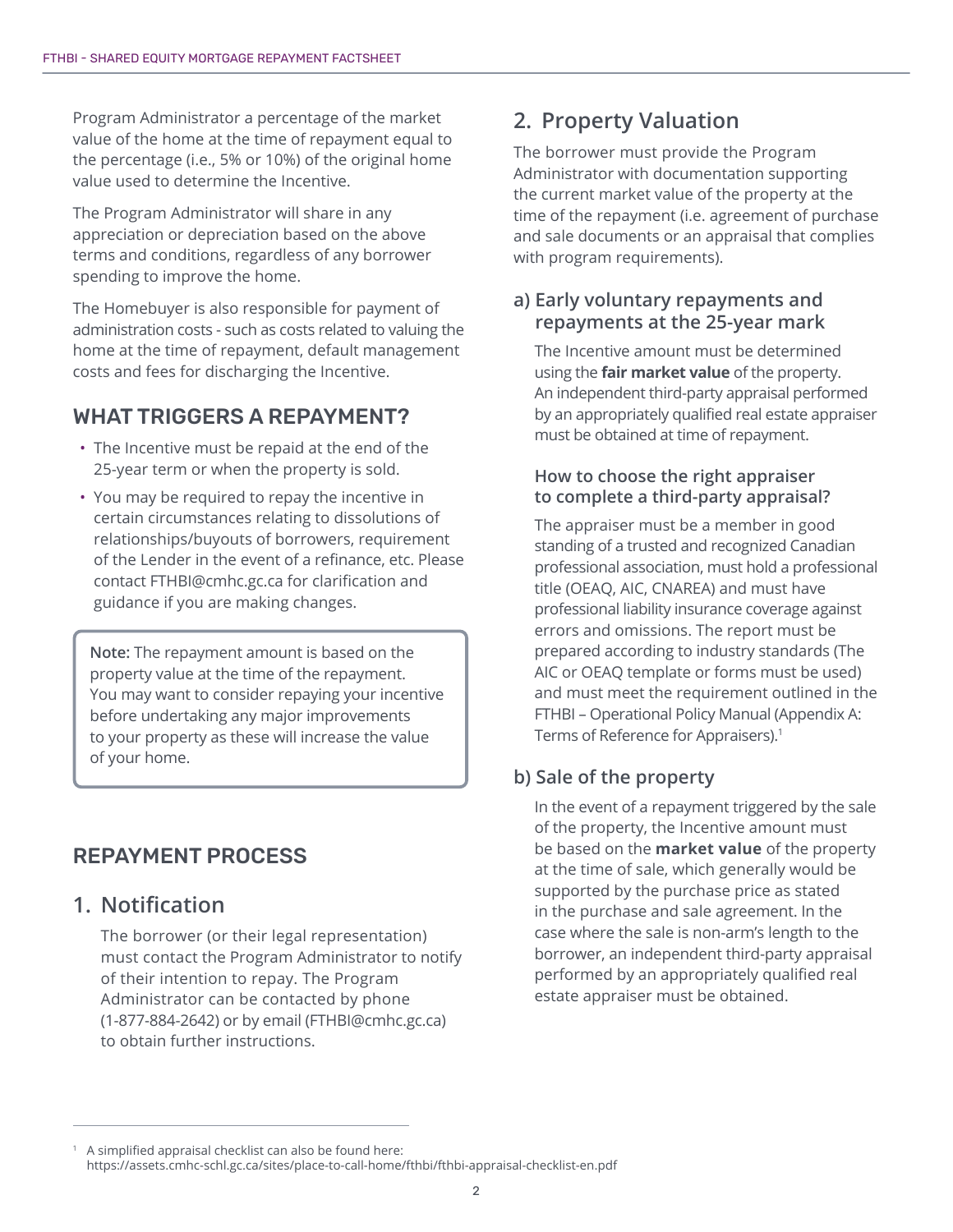Program Administrator a percentage of the market value of the home at the time of repayment equal to the percentage (i.e., 5% or 10%) of the original home value used to determine the Incentive.

The Program Administrator will share in any appreciation or depreciation based on the above terms and conditions, regardless of any borrower spending to improve the home.

The Homebuyer is also responsible for payment of administration costs - such as costs related to valuing the home at the time of repayment, default management costs and fees for discharging the Incentive.

## WHAT TRIGGERS A REPAYMENT?

- The Incentive must be repaid at the end of the 25-year term or when the property is sold.
- You may be required to repay the incentive in certain circumstances relating to dissolutions of relationships/buyouts of borrowers, requirement of the Lender in the event of a refinance, etc. Please contact FTHBI@cmhc.gc.ca for clarification and guidance if you are making changes.

**Note:** The repayment amount is based on the property value at the time of the repayment. You may want to consider repaying your incentive before undertaking any major improvements to your property as these will increase the value of your home.

## REPAYMENT PROCESS

### 1. Notification

The borrower (or their legal representation) must contact the Program Administrator to notify of their intention to repay. The Program Administrator can be contacted by phone (1-877-884-2642) or by email (FTHBI@cmhc.gc.ca) to obtain further instructions.

### 2. Property Valuation

The borrower must provide the Program Administrator with documentation supporting the current market value of the property at the time of the repayment (i.e. agreement of purchase and sale documents or an appraisal that complies with program requirements).

#### a) Early voluntary repayments and repayments at the 25-year mark

The Incentive amount must be determined using the **fair market value** of the property. An independent third-party appraisal performed by an appropriately qualified real estate appraiser must be obtained at time of repayment.

##### How to choose the right appraiser to complete a third-party appraisal?

The appraiser must be a member in good standing of a trusted and recognized Canadian professional association, must hold a professional title (OEAQ, AIC, CNAREA) and must have professional liability insurance coverage against errors and omissions. The report must be prepared according to industry standards (The AIC or OEAQ template or forms must be used) and must meet the requirement outlined in the FTHBI – Operational Policy Manual (Appendix A: Terms of Reference for Appraisers).[1]

#### b) Sale of the property

In the event of a repayment triggered by the sale of the property, the Incentive amount must be based on the **market value** of the property at the time of sale, which generally would be supported by the purchase price as stated in the purchase and sale agreement. In the case where the sale is non-arm's length to the borrower, an independent third-party appraisal performed by an appropriately qualified real estate appraiser must be obtained.

[1] A simplified appraisal checklist can also be found here: https://assets.cmhc-schl.gc.ca/sites/place-to-call-home/fthbi/fthbi-appraisal-checklist-en.pdf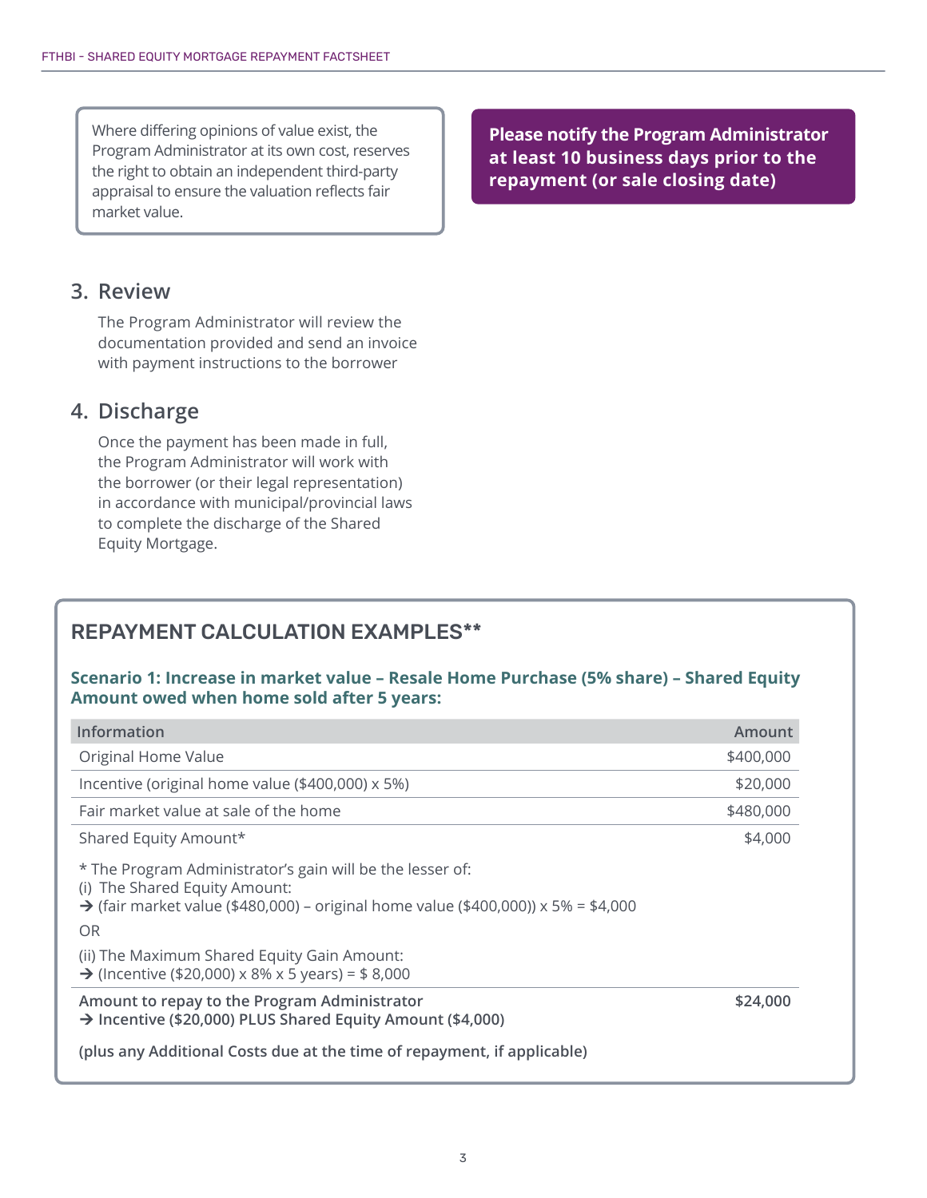Where differing opinions of value exist, the Program Administrator at its own cost, reserves the right to obtain an independent third-party appraisal to ensure the valuation reflects fair market value.

**Please notify the Program Administrator at least 10 business days prior to the repayment (or sale closing date)**

## 3. Review

The Program Administrator will review the documentation provided and send an invoice with payment instructions to the borrower

## 4. Discharge

Once the payment has been made in full, the Program Administrator will work with the borrower (or their legal representation) in accordance with municipal/provincial laws to complete the discharge of the Shared Equity Mortgage.

## REPAYMENT CALCULATION EXAMPLES**

### Scenario 1: Increase in market value – Resale Home Purchase (5% share) – Shared Equity Amount owed when home sold after 5 years:

| Information | Amount |
|---|---|
| Original Home Value | $400,000 |
| Incentive (original home value ($400,000) x 5%) | $20,000 |
| Fair market value at sale of the home | $480,000 |
| Shared Equity Amount* | $4,000 |

\* The Program Administrator's gain will be the lesser of:
(i) The Shared Equity Amount:
→ (fair market value ($480,000) – original home value ($400,000)) x 5% = $4,000

OR

(ii) The Maximum Shared Equity Gain Amount:
→ (Incentive ($20,000) x 8% x 5 years) = $ 8,000

| | |
|---|---|
| **Amount to repay to the Program Administrator**<br>**→ Incentive ($20,000) PLUS Shared Equity Amount ($4,000)** | **$24,000** |

**(plus any Additional Costs due at the time of repayment, if applicable)**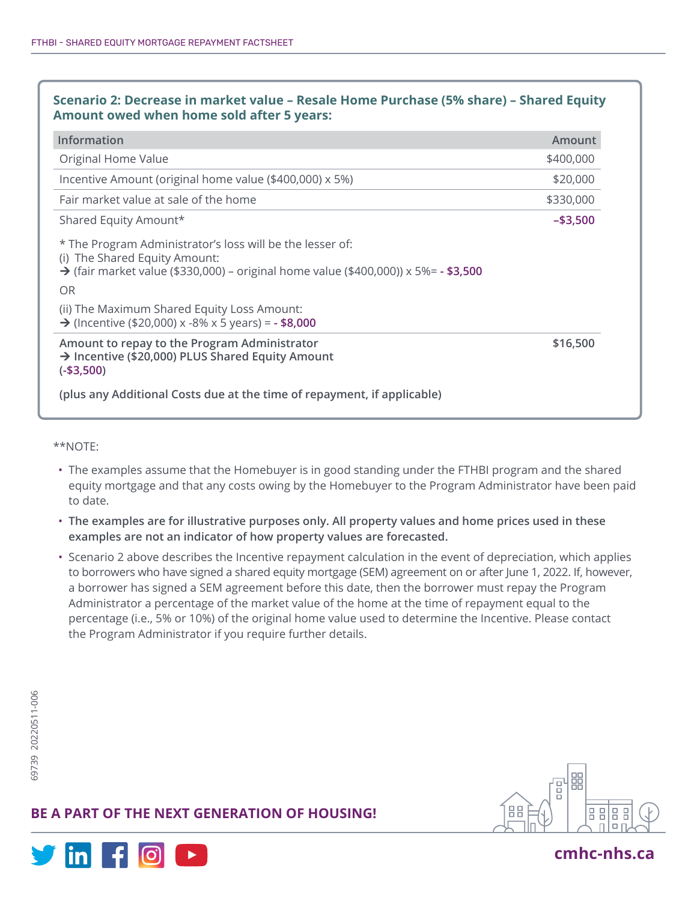### Scenario 2: Decrease in market value – Resale Home Purchase (5% share) – Shared Equity Amount owed when home sold after 5 years:

| Information | Amount |
|---|---|
| Original Home Value | $400,000 |
| Incentive Amount (original home value ($400,000) x 5%) | $20,000 |
| Fair market value at sale of the home | $330,000 |
| Shared Equity Amount* | **-$3,500** |

\* The Program Administrator's loss will be the lesser of:
(i) The Shared Equity Amount:
→ (fair market value ($330,000) – original home value ($400,000)) x 5%= **- $3,500**

OR

(ii) The Maximum Shared Equity Loss Amount:
→ (Incentive ($20,000) x -8% x 5 years) = **- $8,000**

| | |
|---|---|
| **Amount to repay to the Program Administrator** → **Incentive ($20,000) PLUS Shared Equity Amount (-$3,500)** | **$16,500** |

**(plus any Additional Costs due at the time of repayment, if applicable)**

**NOTE:

- The examples assume that the Homebuyer is in good standing under the FTHBI program and the shared equity mortgage and that any costs owing by the Homebuyer to the Program Administrator have been paid to date.
- **The examples are for illustrative purposes only. All property values and home prices used in these examples are not an indicator of how property values are forecasted.**
- Scenario 2 above describes the Incentive repayment calculation in the event of depreciation, which applies to borrowers who have signed a shared equity mortgage (SEM) agreement on or after June 1, 2022. If, however, a borrower has signed a SEM agreement before this date, then the borrower must repay the Program Administrator a percentage of the market value of the home at the time of repayment equal to the percentage (i.e., 5% or 10%) of the original home value used to determine the Incentive. Please contact the Program Administrator if you require further details.

69739 20220511-006

**BE A PART OF THE NEXT GENERATION OF HOUSING!**

**cmhc-nhs.ca**